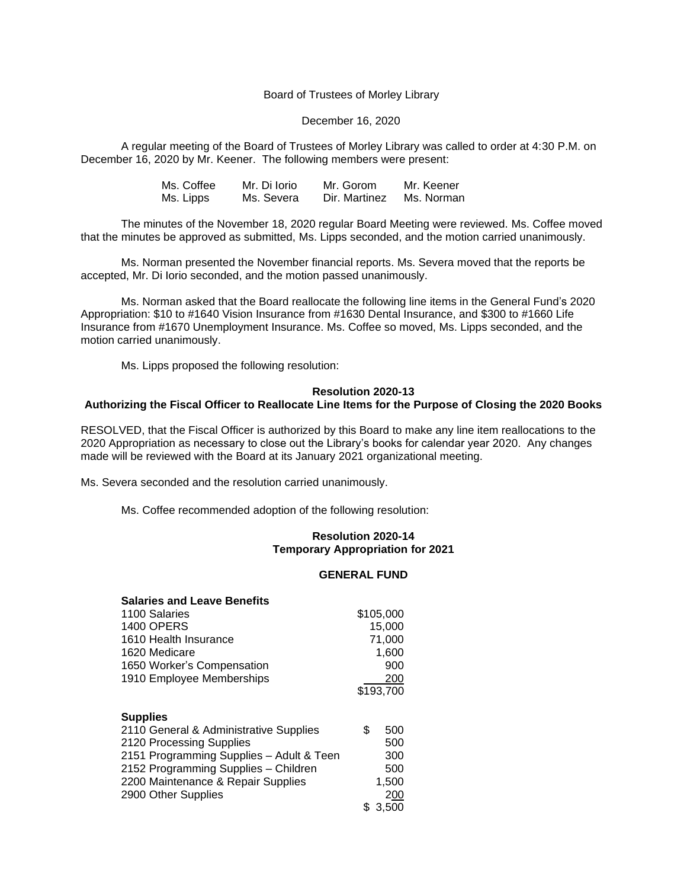Board of Trustees of Morley Library

December 16, 2020

A regular meeting of the Board of Trustees of Morley Library was called to order at 4:30 P.M. on December 16, 2020 by Mr. Keener. The following members were present:

| | | | |
|---|---|---|---|
| Ms. Coffee | Mr. Di Iorio | Mr. Gorom | Mr. Keener |
| Ms. Lipps | Ms. Severa | Dir. Martinez | Ms. Norman |

The minutes of the November 18, 2020 regular Board Meeting were reviewed. Ms. Coffee moved that the minutes be approved as submitted, Ms. Lipps seconded, and the motion carried unanimously.

Ms. Norman presented the November financial reports. Ms. Severa moved that the reports be accepted, Mr. Di Iorio seconded, and the motion passed unanimously.

Ms. Norman asked that the Board reallocate the following line items in the General Fund's 2020 Appropriation: $10 to #1640 Vision Insurance from #1630 Dental Insurance, and $300 to #1660 Life Insurance from #1670 Unemployment Insurance. Ms. Coffee so moved, Ms. Lipps seconded, and the motion carried unanimously.

Ms. Lipps proposed the following resolution:

**Resolution 2020-13**
**Authorizing the Fiscal Officer to Reallocate Line Items for the Purpose of Closing the 2020 Books**

RESOLVED, that the Fiscal Officer is authorized by this Board to make any line item reallocations to the 2020 Appropriation as necessary to close out the Library's books for calendar year 2020. Any changes made will be reviewed with the Board at its January 2021 organizational meeting.

Ms. Severa seconded and the resolution carried unanimously.

Ms. Coffee recommended adoption of the following resolution:

**Resolution 2020-14**
**Temporary Appropriation for 2021**

**GENERAL FUND**

| **Salaries and Leave Benefits** | |
|---|---|
| 1100 Salaries | $105,000 |
| 1400 OPERS | 15,000 |
| 1610 Health Insurance | 71,000 |
| 1620 Medicare | 1,600 |
| 1650 Worker's Compensation | 900 |
| 1910 Employee Memberships | 200 |
| | $193,700 |

| **Supplies** | |
|---|---|
| 2110 General & Administrative Supplies | $ 500 |
| 2120 Processing Supplies | 500 |
| 2151 Programming Supplies – Adult & Teen | 300 |
| 2152 Programming Supplies – Children | 500 |
| 2200 Maintenance & Repair Supplies | 1,500 |
| 2900 Other Supplies | 200 |
| | $ 3,500 |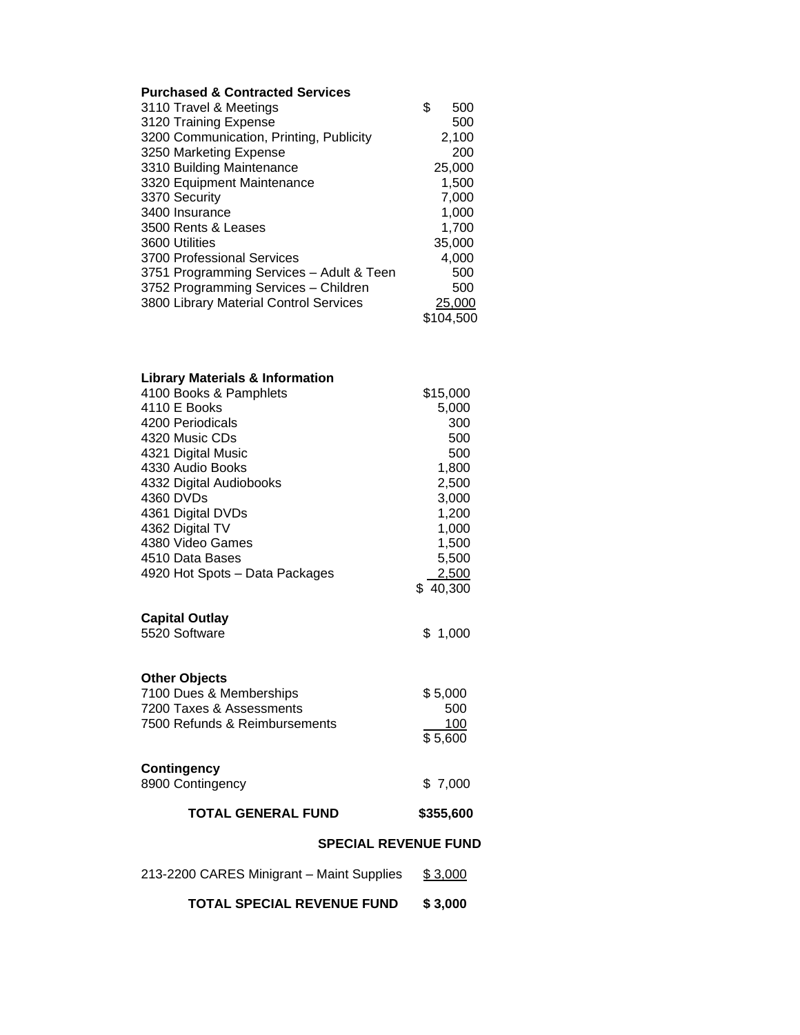**Purchased & Contracted Services**

| | |
|---|---|
| 3110 Travel & Meetings | $ 500 |
| 3120 Training Expense | 500 |
| 3200 Communication, Printing, Publicity | 2,100 |
| 3250 Marketing Expense | 200 |
| 3310 Building Maintenance | 25,000 |
| 3320 Equipment Maintenance | 1,500 |
| 3370 Security | 7,000 |
| 3400 Insurance | 1,000 |
| 3500 Rents & Leases | 1,700 |
| 3600 Utilities | 35,000 |
| 3700 Professional Services | 4,000 |
| 3751 Programming Services – Adult & Teen | 500 |
| 3752 Programming Services – Children | 500 |
| 3800 Library Material Control Services | 25,000 |
| | $104,500 |

**Library Materials & Information**

| | |
|---|---|
| 4100 Books & Pamphlets | $15,000 |
| 4110 E Books | 5,000 |
| 4200 Periodicals | 300 |
| 4320 Music CDs | 500 |
| 4321 Digital Music | 500 |
| 4330 Audio Books | 1,800 |
| 4332 Digital Audiobooks | 2,500 |
| 4360 DVDs | 3,000 |
| 4361 Digital DVDs | 1,200 |
| 4362 Digital TV | 1,000 |
| 4380 Video Games | 1,500 |
| 4510 Data Bases | 5,500 |
| 4920 Hot Spots – Data Packages | 2,500 |
| | $ 40,300 |

**Capital Outlay**

| | |
|---|---|
| 5520 Software | $ 1,000 |

**Other Objects**

| | |
|---|---|
| 7100 Dues & Memberships | $ 5,000 |
| 7200 Taxes & Assessments | 500 |
| 7500 Refunds & Reimbursements | 100 |
| | $ 5,600 |

**Contingency**

| | |
|---|---|
| 8900 Contingency | $ 7,000 |

| | |
|---|---|
| **TOTAL GENERAL FUND** | **$355,600** |

**SPECIAL REVENUE FUND**

| | |
|---|---|
| 213-2200 CARES Minigrant – Maint Supplies | $ 3,000 |
| **TOTAL SPECIAL REVENUE FUND** | **$ 3,000** |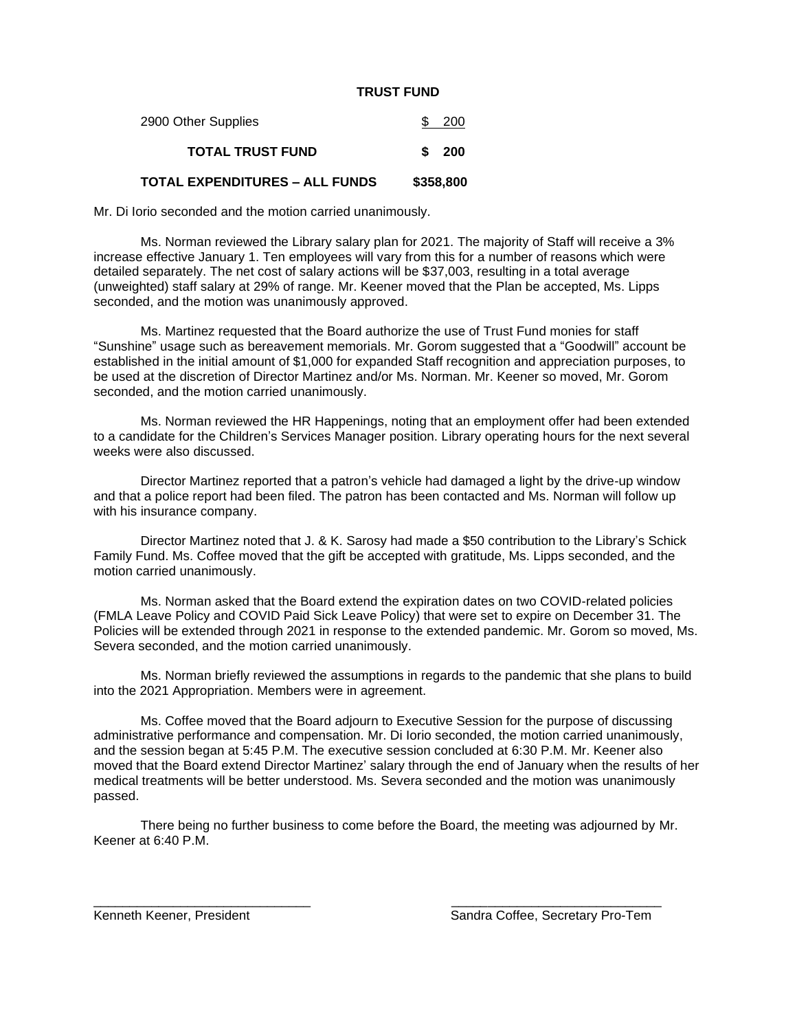**TRUST FUND**

| | |
|---|---|
| 2900 Other Supplies | $ 200 |
| **TOTAL TRUST FUND** | **$ 200** |
| **TOTAL EXPENDITURES – ALL FUNDS** | **$358,800** |

Mr. Di Iorio seconded and the motion carried unanimously.

Ms. Norman reviewed the Library salary plan for 2021. The majority of Staff will receive a 3% increase effective January 1. Ten employees will vary from this for a number of reasons which were detailed separately. The net cost of salary actions will be $37,003, resulting in a total average (unweighted) staff salary at 29% of range. Mr. Keener moved that the Plan be accepted, Ms. Lipps seconded, and the motion was unanimously approved.

Ms. Martinez requested that the Board authorize the use of Trust Fund monies for staff "Sunshine" usage such as bereavement memorials. Mr. Gorom suggested that a "Goodwill" account be established in the initial amount of $1,000 for expanded Staff recognition and appreciation purposes, to be used at the discretion of Director Martinez and/or Ms. Norman. Mr. Keener so moved, Mr. Gorom seconded, and the motion carried unanimously.

Ms. Norman reviewed the HR Happenings, noting that an employment offer had been extended to a candidate for the Children's Services Manager position. Library operating hours for the next several weeks were also discussed.

Director Martinez reported that a patron's vehicle had damaged a light by the drive-up window and that a police report had been filed. The patron has been contacted and Ms. Norman will follow up with his insurance company.

Director Martinez noted that J. & K. Sarosy had made a $50 contribution to the Library's Schick Family Fund. Ms. Coffee moved that the gift be accepted with gratitude, Ms. Lipps seconded, and the motion carried unanimously.

Ms. Norman asked that the Board extend the expiration dates on two COVID-related policies (FMLA Leave Policy and COVID Paid Sick Leave Policy) that were set to expire on December 31. The Policies will be extended through 2021 in response to the extended pandemic. Mr. Gorom so moved, Ms. Severa seconded, and the motion carried unanimously.

Ms. Norman briefly reviewed the assumptions in regards to the pandemic that she plans to build into the 2021 Appropriation. Members were in agreement.

Ms. Coffee moved that the Board adjourn to Executive Session for the purpose of discussing administrative performance and compensation. Mr. Di Iorio seconded, the motion carried unanimously, and the session began at 5:45 P.M. The executive session concluded at 6:30 P.M. Mr. Keener also moved that the Board extend Director Martinez' salary through the end of January when the results of her medical treatments will be better understood. Ms. Severa seconded and the motion was unanimously passed.

There being no further business to come before the Board, the meeting was adjourned by Mr. Keener at 6:40 P.M.

\_\_\_\_\_\_\_\_\_\_\_\_\_\_\_\_\_\_\_\_\_\_\_\_\_\_\_\_\_\_
Kenneth Keener, President

\_\_\_\_\_\_\_\_\_\_\_\_\_\_\_\_\_\_\_\_\_\_\_\_\_\_\_\_\_\_
Sandra Coffee, Secretary Pro-Tem